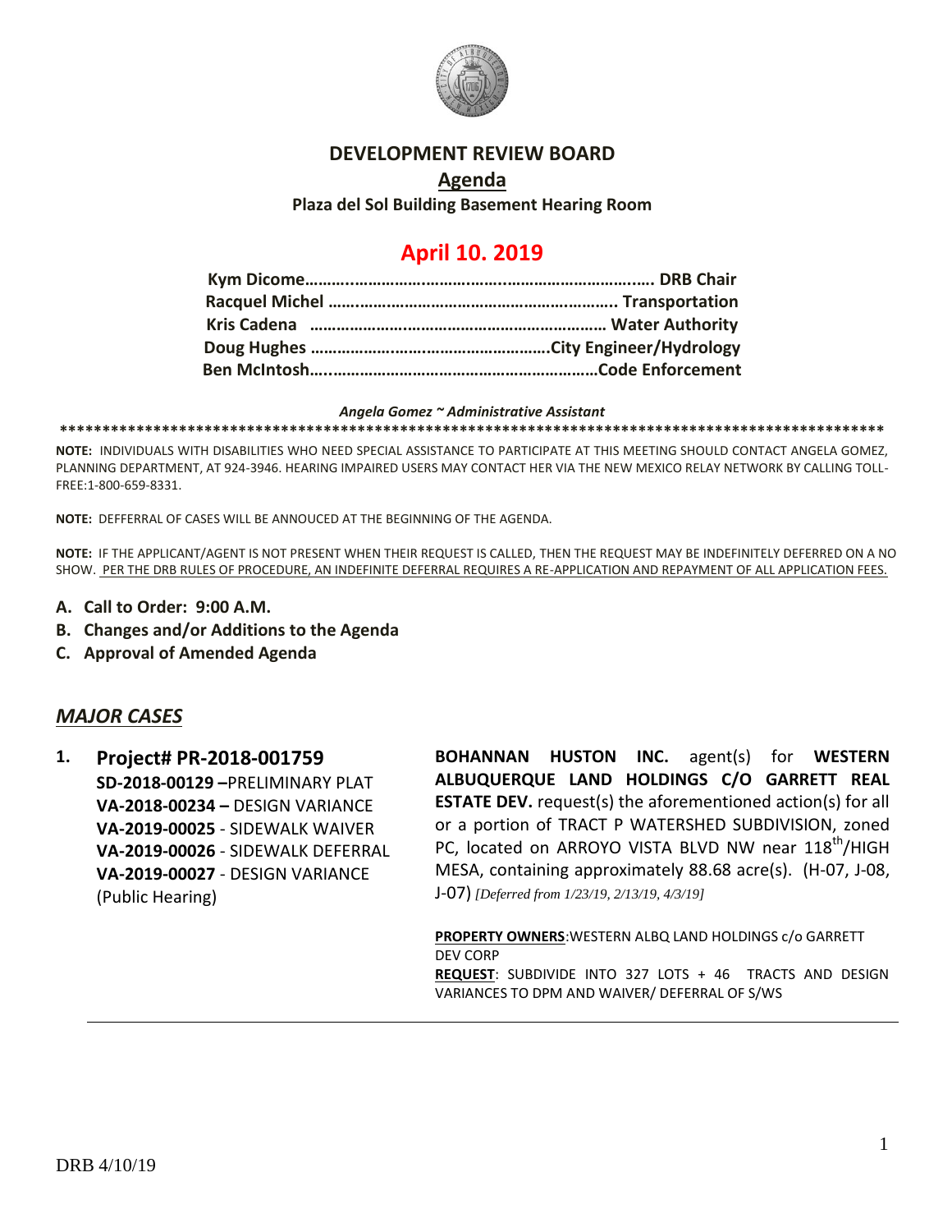# DEVELOPMENT REVIEW BOARD

## Agenda

**Plaza del Sol Building Basement Hearing Room**

## April 10. 2019

**Kym Dicome………..……………………………..…………………….….. DRB Chair**
**Racquel Michel ……..……………………………………………….. Transportation**
**Kris Cadena ………………..…………………………………………… Water Authority**
**Doug Hughes ……………………………………………….City Engineer/Hydrology**
**Ben McIntosh…..……………………………………………………Code Enforcement**

***Angela Gomez ~ Administrative Assistant***

**\*\*\*\*\*\*\*\*\*\*\*\*\*\*\*\*\*\*\*\*\*\*\*\*\*\*\*\*\*\*\*\*\*\*\*\*\*\*\*\*\*\*\*\*\*\*\*\*\*\*\*\*\*\*\*\*\*\*\*\*\*\*\*\*\*\*\*\*\*\*\*\*\*\*\*\*\*\*\*\*\*\*\*\*\*\*\*\*\*\*\*\*\*\*\*\*\*\*\*\***

**NOTE:** INDIVIDUALS WITH DISABILITIES WHO NEED SPECIAL ASSISTANCE TO PARTICIPATE AT THIS MEETING SHOULD CONTACT ANGELA GOMEZ, PLANNING DEPARTMENT, AT 924-3946. HEARING IMPAIRED USERS MAY CONTACT HER VIA THE NEW MEXICO RELAY NETWORK BY CALLING TOLL-FREE:1-800-659-8331.

**NOTE:** DEFFERRAL OF CASES WILL BE ANNOUCED AT THE BEGINNING OF THE AGENDA.

**NOTE:** IF THE APPLICANT/AGENT IS NOT PRESENT WHEN THEIR REQUEST IS CALLED, THEN THE REQUEST MAY BE INDEFINITELY DEFERRED ON A NO SHOW. PER THE DRB RULES OF PROCEDURE, AN INDEFINITE DEFERRAL REQUIRES A RE-APPLICATION AND REPAYMENT OF ALL APPLICATION FEES.

- **A. Call to Order: 9:00 A.M.**
- **B. Changes and/or Additions to the Agenda**
- **C. Approval of Amended Agenda**

## *MAJOR CASES*

**1. Project# PR-2018-001759**
**SD-2018-00129 –**PRELIMINARY PLAT
**VA-2018-00234 –** DESIGN VARIANCE
**VA-2019-00025** - SIDEWALK WAIVER
**VA-2019-00026** - SIDEWALK DEFERRAL
**VA-2019-00027** - DESIGN VARIANCE
(Public Hearing)

**BOHANNAN HUSTON INC.** agent(s) for **WESTERN ALBUQUERQUE LAND HOLDINGS C/O GARRETT REAL ESTATE DEV.** request(s) the aforementioned action(s) for all or a portion of TRACT P WATERSHED SUBDIVISION, zoned PC, located on ARROYO VISTA BLVD NW near 118th/HIGH MESA, containing approximately 88.68 acre(s). (H-07, J-08, J-07) *[Deferred from 1/23/19, 2/13/19, 4/3/19]*

**PROPERTY OWNERS**:WESTERN ALBQ LAND HOLDINGS c/o GARRETT DEV CORP
**REQUEST**: SUBDIVIDE INTO 327 LOTS + 46 TRACTS AND DESIGN VARIANCES TO DPM AND WAIVER/ DEFERRAL OF S/WS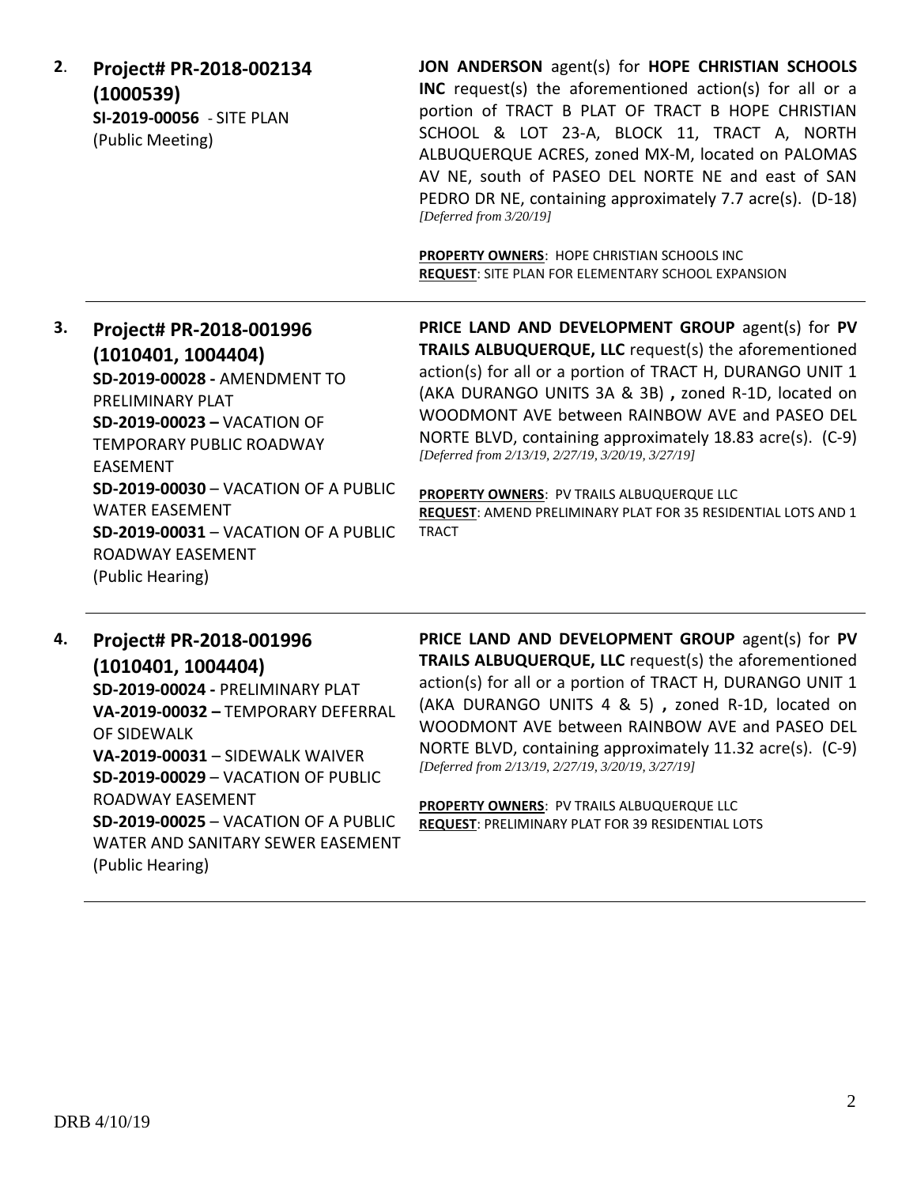**2. Project# PR-2018-002134 (1000539)**
**SI-2019-00056** - SITE PLAN
(Public Meeting)

**JON ANDERSON** agent(s) for **HOPE CHRISTIAN SCHOOLS INC** request(s) the aforementioned action(s) for all or a portion of TRACT B PLAT OF TRACT B HOPE CHRISTIAN SCHOOL & LOT 23-A, BLOCK 11, TRACT A, NORTH ALBUQUERQUE ACRES, zoned MX-M, located on PALOMAS AV NE, south of PASEO DEL NORTE NE and east of SAN PEDRO DR NE, containing approximately 7.7 acre(s). (D-18) *[Deferred from 3/20/19]*

**PROPERTY OWNERS**: HOPE CHRISTIAN SCHOOLS INC
**REQUEST**: SITE PLAN FOR ELEMENTARY SCHOOL EXPANSION

---

**3. Project# PR-2018-001996 (1010401, 1004404)**
**SD-2019-00028 -** AMENDMENT TO PRELIMINARY PLAT
**SD-2019-00023 –** VACATION OF TEMPORARY PUBLIC ROADWAY EASEMENT
**SD-2019-00030** – VACATION OF A PUBLIC WATER EASEMENT
**SD-2019-00031** – VACATION OF A PUBLIC ROADWAY EASEMENT
(Public Hearing)

**PRICE LAND AND DEVELOPMENT GROUP** agent(s) for **PV TRAILS ALBUQUERQUE, LLC** request(s) the aforementioned action(s) for all or a portion of TRACT H, DURANGO UNIT 1 (AKA DURANGO UNITS 3A & 3B) **,** zoned R-1D, located on WOODMONT AVE between RAINBOW AVE and PASEO DEL NORTE BLVD, containing approximately 18.83 acre(s). (C-9) *[Deferred from 2/13/19, 2/27/19, 3/20/19, 3/27/19]*

**PROPERTY OWNERS**: PV TRAILS ALBUQUERQUE LLC
**REQUEST**: AMEND PRELIMINARY PLAT FOR 35 RESIDENTIAL LOTS AND 1 TRACT

---

**4. Project# PR-2018-001996 (1010401, 1004404)**
**SD-2019-00024 -** PRELIMINARY PLAT
**VA-2019-00032 –** TEMPORARY DEFERRAL OF SIDEWALK
**VA-2019-00031** – SIDEWALK WAIVER
**SD-2019-00029** – VACATION OF PUBLIC ROADWAY EASEMENT
**SD-2019-00025** – VACATION OF A PUBLIC WATER AND SANITARY SEWER EASEMENT
(Public Hearing)

**PRICE LAND AND DEVELOPMENT GROUP** agent(s) for **PV TRAILS ALBUQUERQUE, LLC** request(s) the aforementioned action(s) for all or a portion of TRACT H, DURANGO UNIT 1 (AKA DURANGO UNITS 4 & 5) **,** zoned R-1D, located on WOODMONT AVE between RAINBOW AVE and PASEO DEL NORTE BLVD, containing approximately 11.32 acre(s). (C-9) *[Deferred from 2/13/19, 2/27/19, 3/20/19, 3/27/19]*

**PROPERTY OWNERS**: PV TRAILS ALBUQUERQUE LLC
**REQUEST**: PRELIMINARY PLAT FOR 39 RESIDENTIAL LOTS

---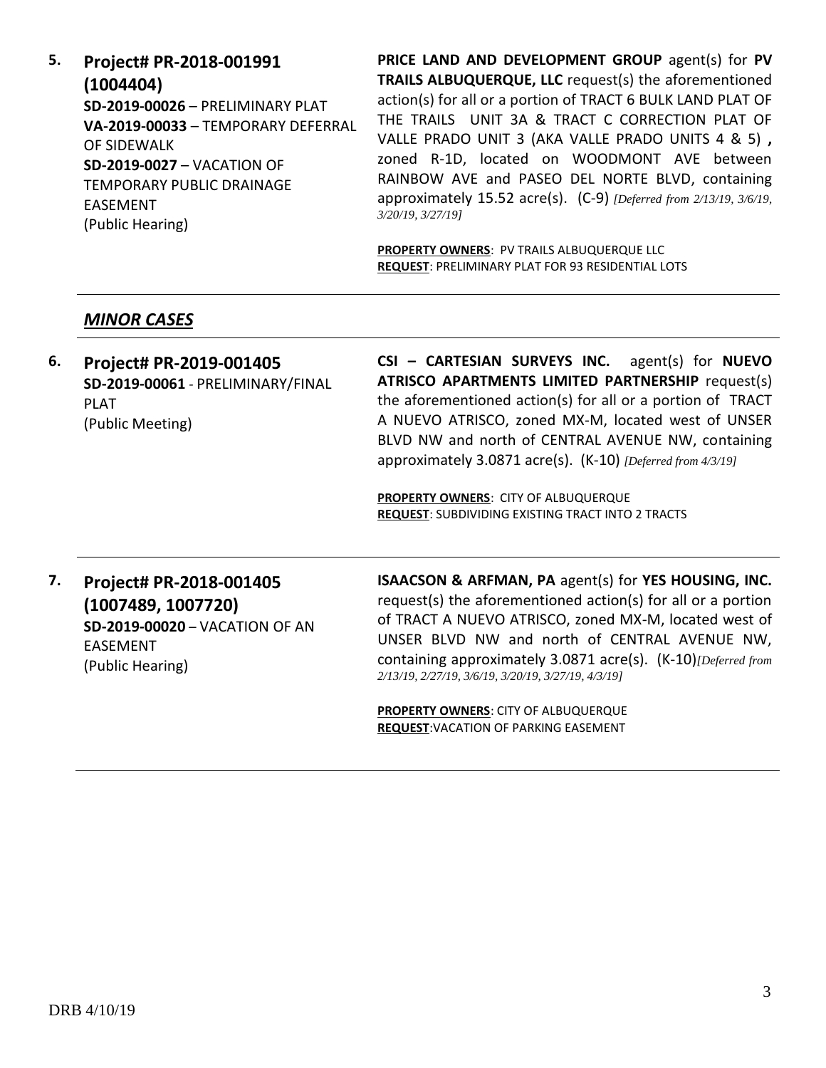**5. Project# PR-2018-001991 (1004404)**
**SD-2019-00026** – PRELIMINARY PLAT
**VA-2019-00033** – TEMPORARY DEFERRAL OF SIDEWALK
**SD-2019-0027** – VACATION OF TEMPORARY PUBLIC DRAINAGE EASEMENT
(Public Hearing)

**PRICE LAND AND DEVELOPMENT GROUP** agent(s) for **PV TRAILS ALBUQUERQUE, LLC** request(s) the aforementioned action(s) for all or a portion of TRACT 6 BULK LAND PLAT OF THE TRAILS UNIT 3A & TRACT C CORRECTION PLAT OF VALLE PRADO UNIT 3 (AKA VALLE PRADO UNITS 4 & 5) **,** zoned R-1D, located on WOODMONT AVE between RAINBOW AVE and PASEO DEL NORTE BLVD, containing approximately 15.52 acre(s). (C-9) *[Deferred from 2/13/19, 3/6/19, 3/20/19, 3/27/19]*

**PROPERTY OWNERS**: PV TRAILS ALBUQUERQUE LLC
**REQUEST**: PRELIMINARY PLAT FOR 93 RESIDENTIAL LOTS

---

## *MINOR CASES*

---

**6. Project# PR-2019-001405**
**SD-2019-00061** - PRELIMINARY/FINAL PLAT
(Public Meeting)

**CSI – CARTESIAN SURVEYS INC.** agent(s) for **NUEVO ATRISCO APARTMENTS LIMITED PARTNERSHIP** request(s) the aforementioned action(s) for all or a portion of TRACT A NUEVO ATRISCO, zoned MX-M, located west of UNSER BLVD NW and north of CENTRAL AVENUE NW, containing approximately 3.0871 acre(s). (K-10) *[Deferred from 4/3/19]*

**PROPERTY OWNERS**: CITY OF ALBUQUERQUE
**REQUEST**: SUBDIVIDING EXISTING TRACT INTO 2 TRACTS

---

**7. Project# PR-2018-001405 (1007489, 1007720)**
**SD-2019-00020** – VACATION OF AN EASEMENT
(Public Hearing)

**ISAACSON & ARFMAN, PA** agent(s) for **YES HOUSING, INC.** request(s) the aforementioned action(s) for all or a portion of TRACT A NUEVO ATRISCO, zoned MX-M, located west of UNSER BLVD NW and north of CENTRAL AVENUE NW, containing approximately 3.0871 acre(s). (K-10)*[Deferred from 2/13/19, 2/27/19, 3/6/19, 3/20/19, 3/27/19, 4/3/19]*

**PROPERTY OWNERS**: CITY OF ALBUQUERQUE
**REQUEST**:VACATION OF PARKING EASEMENT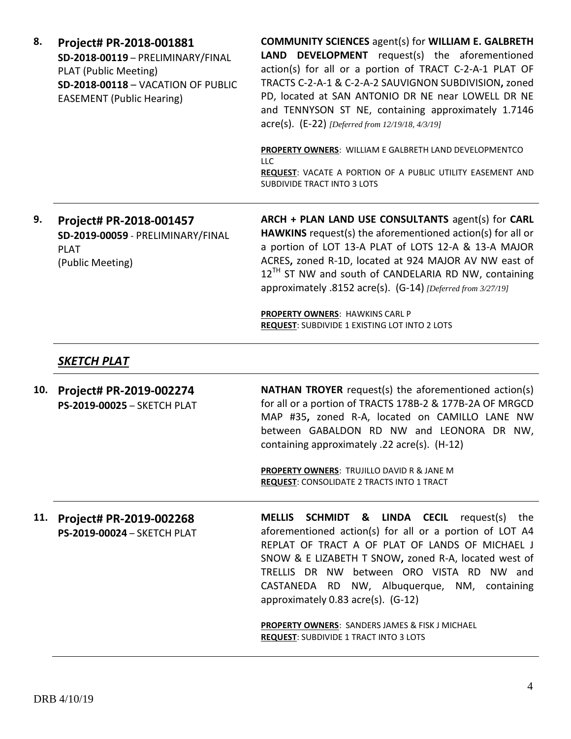**8. Project# PR-2018-001881**
**SD-2018-00119** – PRELIMINARY/FINAL PLAT (Public Meeting)
**SD-2018-00118** – VACATION OF PUBLIC EASEMENT (Public Hearing)

**COMMUNITY SCIENCES** agent(s) for **WILLIAM E. GALBRETH LAND DEVELOPMENT** request(s) the aforementioned action(s) for all or a portion of TRACT C-2-A-1 PLAT OF TRACTS C-2-A-1 & C-2-A-2 SAUVIGNON SUBDIVISION**,** zoned PD, located at SAN ANTONIO DR NE near LOWELL DR NE and TENNYSON ST NE, containing approximately 1.7146 acre(s). (E-22) *[Deferred from 12/19/18, 4/3/19]*

**PROPERTY OWNERS**: WILLIAM E GALBRETH LAND DEVELOPMENTCO LLC
**REQUEST**: VACATE A PORTION OF A PUBLIC UTILITY EASEMENT AND SUBDIVIDE TRACT INTO 3 LOTS

---

**9. Project# PR-2018-001457**
**SD-2019-00059** - PRELIMINARY/FINAL PLAT (Public Meeting)

**ARCH + PLAN LAND USE CONSULTANTS** agent(s) for **CARL HAWKINS** request(s) the aforementioned action(s) for all or a portion of LOT 13-A PLAT of LOTS 12-A & 13-A MAJOR ACRES**,** zoned R-1D, located at 924 MAJOR AV NW east of 12TH ST NW and south of CANDELARIA RD NW, containing approximately .8152 acre(s). (G-14) *[Deferred from 3/27/19]*

**PROPERTY OWNERS**: HAWKINS CARL P
**REQUEST**: SUBDIVIDE 1 EXISTING LOT INTO 2 LOTS

---

## *SKETCH PLAT*

---

**10. Project# PR-2019-002274**
**PS-2019-00025** – SKETCH PLAT

**NATHAN TROYER** request(s) the aforementioned action(s) for all or a portion of TRACTS 178B-2 & 177B-2A OF MRGCD MAP #35**,** zoned R-A, located on CAMILLO LANE NW between GABALDON RD NW and LEONORA DR NW, containing approximately .22 acre(s). (H-12)

**PROPERTY OWNERS**: TRUJILLO DAVID R & JANE M
**REQUEST**: CONSOLIDATE 2 TRACTS INTO 1 TRACT

---

**11. Project# PR-2019-002268**
**PS-2019-00024** – SKETCH PLAT

**MELLIS SCHMIDT & LINDA CECIL** request(s) the aforementioned action(s) for all or a portion of LOT A4 REPLAT OF TRACT A OF PLAT OF LANDS OF MICHAEL J SNOW & E LIZABETH T SNOW**,** zoned R-A, located west of TRELLIS DR NW between ORO VISTA RD NW and CASTANEDA RD NW, Albuquerque, NM, containing approximately 0.83 acre(s). (G-12)

**PROPERTY OWNERS**: SANDERS JAMES & FISK J MICHAEL
**REQUEST**: SUBDIVIDE 1 TRACT INTO 3 LOTS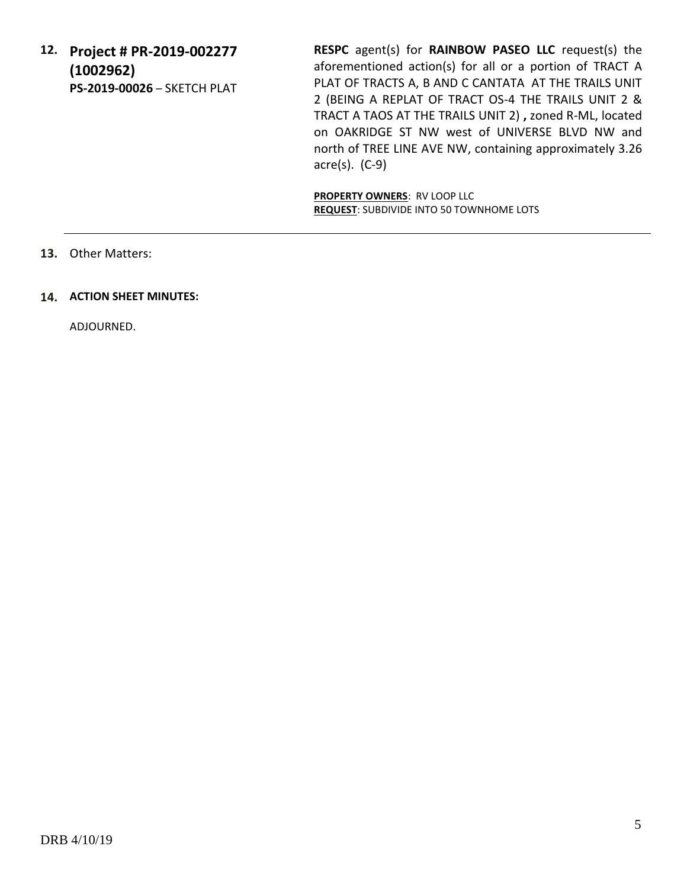**12. Project # PR-2019-002277 (1002962)**
**PS-2019-00026** – SKETCH PLAT

**RESPC** agent(s) for **RAINBOW PASEO LLC** request(s) the aforementioned action(s) for all or a portion of TRACT A PLAT OF TRACTS A, B AND C CANTATA AT THE TRAILS UNIT 2 (BEING A REPLAT OF TRACT OS-4 THE TRAILS UNIT 2 & TRACT A TAOS AT THE TRAILS UNIT 2) **,** zoned R-ML, located on OAKRIDGE ST NW west of UNIVERSE BLVD NW and north of TREE LINE AVE NW, containing approximately 3.26 acre(s). (C-9)

**PROPERTY OWNERS**: RV LOOP LLC
**REQUEST**: SUBDIVIDE INTO 50 TOWNHOME LOTS

---

**13.** Other Matters:

**14. ACTION SHEET MINUTES:**

ADJOURNED.

DRB 4/10/19